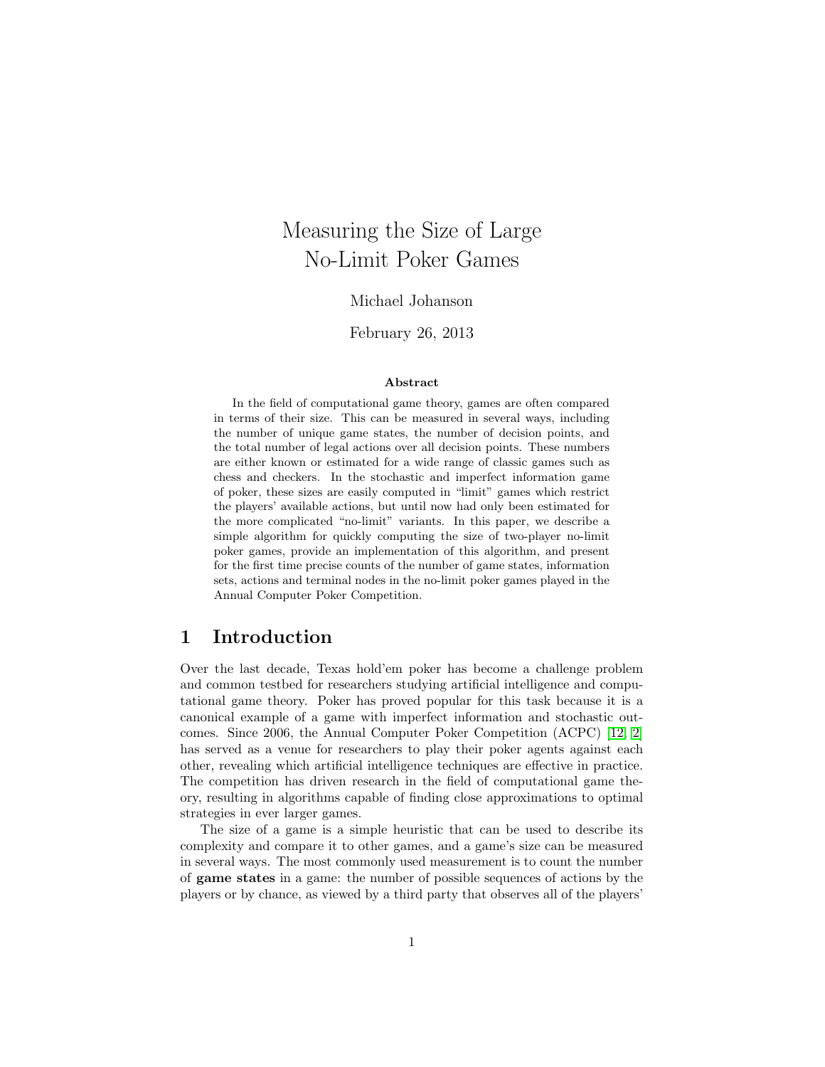# Measuring the Size of Large No-Limit Poker Games

Michael Johanson

February 26, 2013

**Abstract**

In the field of computational game theory, games are often compared in terms of their size. This can be measured in several ways, including the number of unique game states, the number of decision points, and the total number of legal actions over all decision points. These numbers are either known or estimated for a wide range of classic games such as chess and checkers. In the stochastic and imperfect information game of poker, these sizes are easily computed in "limit" games which restrict the players' available actions, but until now had only been estimated for the more complicated "no-limit" variants. In this paper, we describe a simple algorithm for quickly computing the size of two-player no-limit poker games, provide an implementation of this algorithm, and present for the first time precise counts of the number of game states, information sets, actions and terminal nodes in the no-limit poker games played in the Annual Computer Poker Competition.

## 1 Introduction

Over the last decade, Texas hold'em poker has become a challenge problem and common testbed for researchers studying artificial intelligence and computational game theory. Poker has proved popular for this task because it is a canonical example of a game with imperfect information and stochastic outcomes. Since 2006, the Annual Computer Poker Competition (ACPC) [12, 2] has served as a venue for researchers to play their poker agents against each other, revealing which artificial intelligence techniques are effective in practice. The competition has driven research in the field of computational game theory, resulting in algorithms capable of finding close approximations to optimal strategies in ever larger games.

The size of a game is a simple heuristic that can be used to describe its complexity and compare it to other games, and a game's size can be measured in several ways. The most commonly used measurement is to count the number of **game states** in a game: the number of possible sequences of actions by the players or by chance, as viewed by a third party that observes all of the players'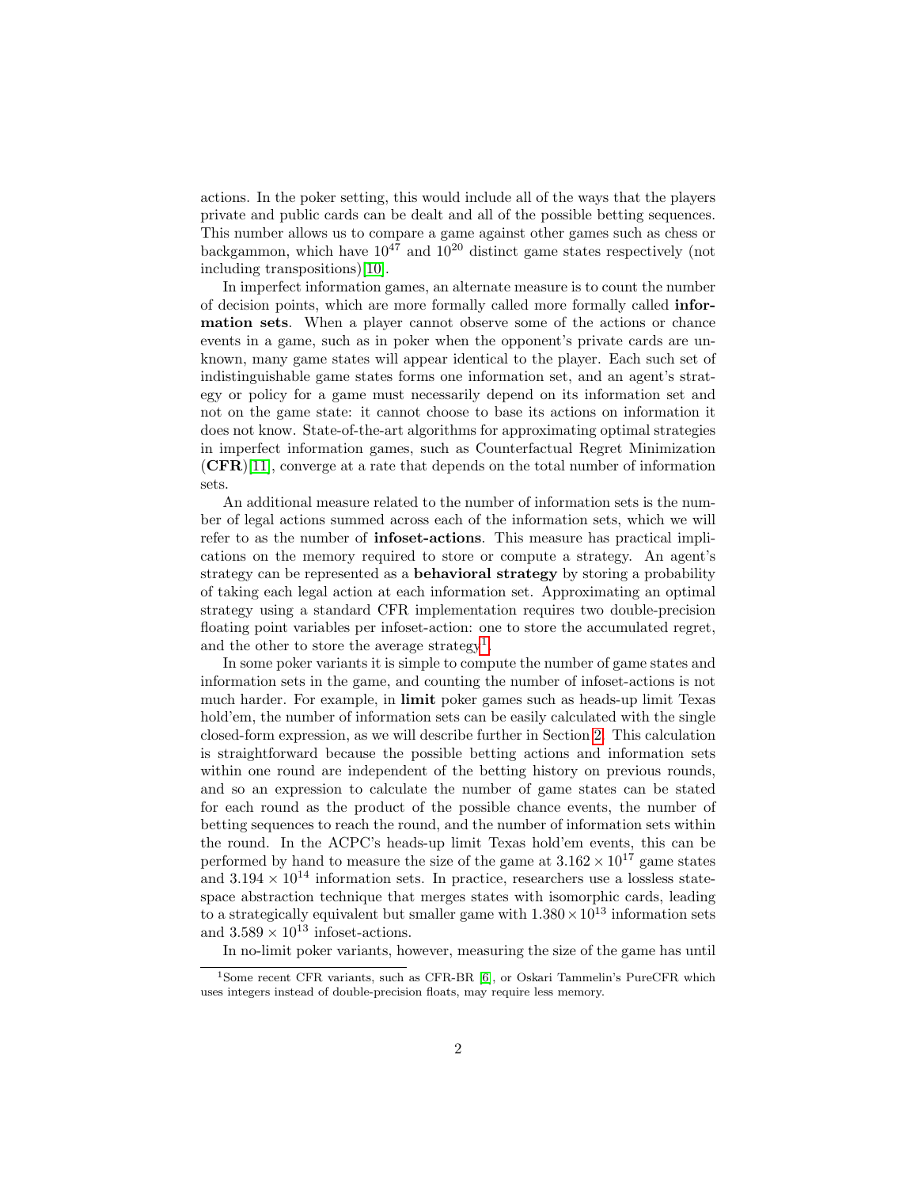actions. In the poker setting, this would include all of the ways that the players private and public cards can be dealt and all of the possible betting sequences. This number allows us to compare a game against other games such as chess or backgammon, which have $10^{47}$ and $10^{20}$ distinct game states respectively (not including transpositions)[10].

In imperfect information games, an alternate measure is to count the number of decision points, which are more formally called more formally called **information sets**. When a player cannot observe some of the actions or chance events in a game, such as in poker when the opponent's private cards are unknown, many game states will appear identical to the player. Each such set of indistinguishable game states forms one information set, and an agent's strategy or policy for a game must necessarily depend on its information set and not on the game state: it cannot choose to base its actions on information it does not know. State-of-the-art algorithms for approximating optimal strategies in imperfect information games, such as Counterfactual Regret Minimization (**CFR**)[11], converge at a rate that depends on the total number of information sets.

An additional measure related to the number of information sets is the number of legal actions summed across each of the information sets, which we will refer to as the number of **infoset-actions**. This measure has practical implications on the memory required to store or compute a strategy. An agent's strategy can be represented as a **behavioral strategy** by storing a probability of taking each legal action at each information set. Approximating an optimal strategy using a standard CFR implementation requires two double-precision floating point variables per infoset-action: one to store the accumulated regret, and the other to store the average strategy[1].

In some poker variants it is simple to compute the number of game states and information sets in the game, and counting the number of infoset-actions is not much harder. For example, in **limit** poker games such as heads-up limit Texas hold'em, the number of information sets can be easily calculated with the single closed-form expression, as we will describe further in Section 2. This calculation is straightforward because the possible betting actions and information sets within one round are independent of the betting history on previous rounds, and so an expression to calculate the number of game states can be stated for each round as the product of the possible chance events, the number of betting sequences to reach the round, and the number of information sets within the round. In the ACPC's heads-up limit Texas hold'em events, this can be performed by hand to measure the size of the game at $3.162 \times 10^{17}$ game states and $3.194 \times 10^{14}$ information sets. In practice, researchers use a lossless state-space abstraction technique that merges states with isomorphic cards, leading to a strategically equivalent but smaller game with $1.380 \times 10^{13}$ information sets and $3.589 \times 10^{13}$ infoset-actions.

In no-limit poker variants, however, measuring the size of the game has until

[1] Some recent CFR variants, such as CFR-BR [6], or Oskari Tammelin's PureCFR which uses integers instead of double-precision floats, may require less memory.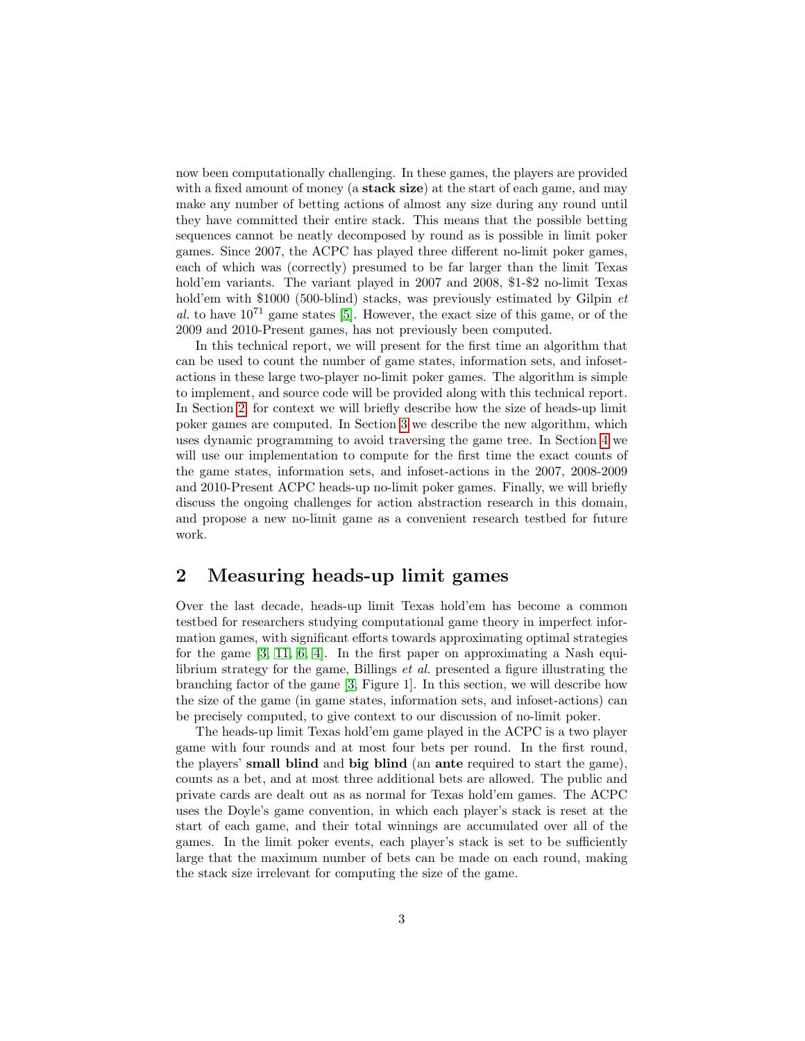now been computationally challenging. In these games, the players are provided with a fixed amount of money (a **stack size**) at the start of each game, and may make any number of betting actions of almost any size during any round until they have committed their entire stack. This means that the possible betting sequences cannot be neatly decomposed by round as is possible in limit poker games. Since 2007, the ACPC has played three different no-limit poker games, each of which was (correctly) presumed to be far larger than the limit Texas hold'em variants. The variant played in 2007 and 2008, \$1-\$2 no-limit Texas hold'em with \$1000 (500-blind) stacks, was previously estimated by Gilpin *et al.* to have $10^{71}$ game states [5]. However, the exact size of this game, or of the 2009 and 2010-Present games, has not previously been computed.

In this technical report, we will present for the first time an algorithm that can be used to count the number of game states, information sets, and infoset-actions in these large two-player no-limit poker games. The algorithm is simple to implement, and source code will be provided along with this technical report. In Section 2, for context we will briefly describe how the size of heads-up limit poker games are computed. In Section 3 we describe the new algorithm, which uses dynamic programming to avoid traversing the game tree. In Section 4 we will use our implementation to compute for the first time the exact counts of the game states, information sets, and infoset-actions in the 2007, 2008-2009 and 2010-Present ACPC heads-up no-limit poker games. Finally, we will briefly discuss the ongoing challenges for action abstraction research in this domain, and propose a new no-limit game as a convenient research testbed for future work.

## 2 Measuring heads-up limit games

Over the last decade, heads-up limit Texas hold'em has become a common testbed for researchers studying computational game theory in imperfect information games, with significant efforts towards approximating optimal strategies for the game [3, 11, 6, 4]. In the first paper on approximating a Nash equilibrium strategy for the game, Billings *et al.* presented a figure illustrating the branching factor of the game [3, Figure 1]. In this section, we will describe how the size of the game (in game states, information sets, and infoset-actions) can be precisely computed, to give context to our discussion of no-limit poker.

The heads-up limit Texas hold'em game played in the ACPC is a two player game with four rounds and at most four bets per round. In the first round, the players' **small blind** and **big blind** (an **ante** required to start the game), counts as a bet, and at most three additional bets are allowed. The public and private cards are dealt out as as normal for Texas hold'em games. The ACPC uses the Doyle's game convention, in which each player's stack is reset at the start of each game, and their total winnings are accumulated over all of the games. In the limit poker events, each player's stack is set to be sufficiently large that the maximum number of bets can be made on each round, making the stack size irrelevant for computing the size of the game.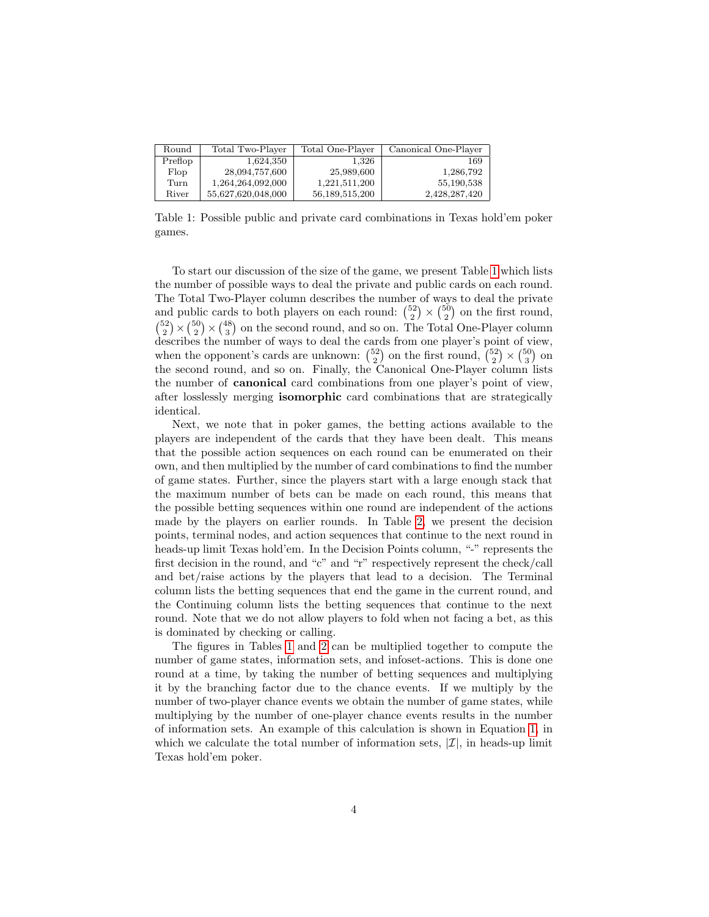| Round | Total Two-Player | Total One-Player | Canonical One-Player |
|---|---|---|---|
| Preflop | 1,624,350 | 1,326 | 169 |
| Flop | 28,094,757,600 | 25,989,600 | 1,286,792 |
| Turn | 1,264,264,092,000 | 1,221,511,200 | 55,190,538 |
| River | 55,627,620,048,000 | 56,189,515,200 | 2,428,287,420 |

Table 1: Possible public and private card combinations in Texas hold'em poker games.

To start our discussion of the size of the game, we present Table 1 which lists the number of possible ways to deal the private and public cards on each round. The Total Two-Player column describes the number of ways to deal the private and public cards to both players on each round: $\binom{52}{2} \times \binom{50}{2}$ on the first round, $\binom{52}{2} \times \binom{50}{2} \times \binom{48}{3}$ on the second round, and so on. The Total One-Player column describes the number of ways to deal the cards from one player's point of view, when the opponent's cards are unknown: $\binom{52}{2}$ on the first round, $\binom{52}{2} \times \binom{50}{3}$ on the second round, and so on. Finally, the Canonical One-Player column lists the number of **canonical** card combinations from one player's point of view, after losslessly merging **isomorphic** card combinations that are strategically identical.

Next, we note that in poker games, the betting actions available to the players are independent of the cards that they have been dealt. This means that the possible action sequences on each round can be enumerated on their own, and then multiplied by the number of card combinations to find the number of game states. Further, since the players start with a large enough stack that the maximum number of bets can be made on each round, this means that the possible betting sequences within one round are independent of the actions made by the players on earlier rounds. In Table 2, we present the decision points, terminal nodes, and action sequences that continue to the next round in heads-up limit Texas hold'em. In the Decision Points column, "-" represents the first decision in the round, and "c" and "r" respectively represent the check/call and bet/raise actions by the players that lead to a decision. The Terminal column lists the betting sequences that end the game in the current round, and the Continuing column lists the betting sequences that continue to the next round. Note that we do not allow players to fold when not facing a bet, as this is dominated by checking or calling.

The figures in Tables 1 and 2 can be multiplied together to compute the number of game states, information sets, and infoset-actions. This is done one round at a time, by taking the number of betting sequences and multiplying it by the branching factor due to the chance events. If we multiply by the number of two-player chance events we obtain the number of game states, while multiplying by the number of one-player chance events results in the number of information sets. An example of this calculation is shown in Equation 1, in which we calculate the total number of information sets, $|\mathcal{I}|$, in heads-up limit Texas hold'em poker.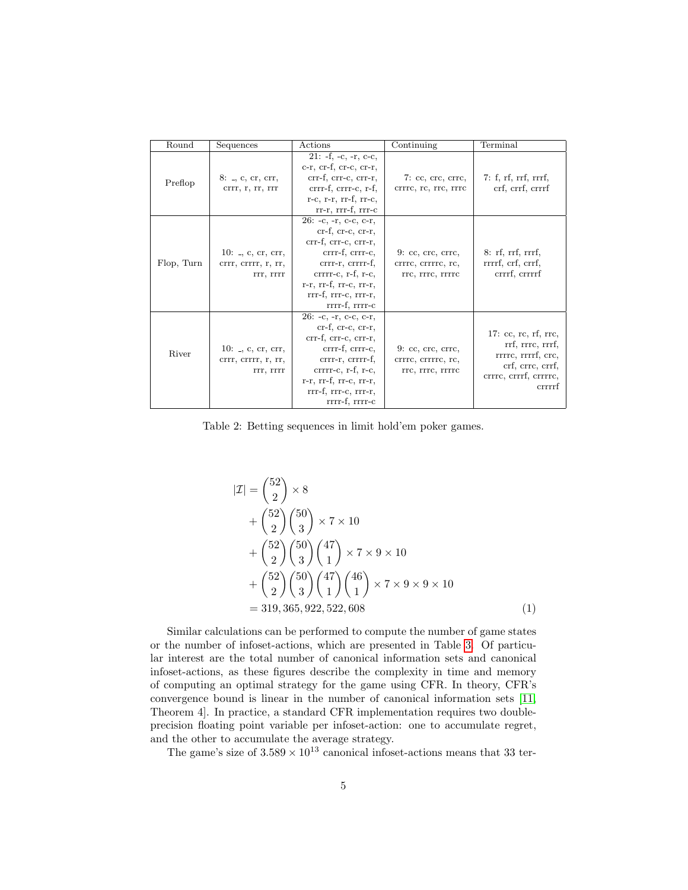| Round | Sequences | Actions | Continuing | Terminal |
| --- | --- | --- | --- | --- |
| Preflop | 8: _, c, cr, crr, crrr, r, rr, rrr | 21: -f, -c, -r, c-c, c-r, cr-f, cr-c, cr-r, crr-f, crr-c, crr-r, crrr-f, crrr-c, r-f, r-c, r-r, rr-f, rr-c, rr-r, rrr-f, rrr-c | 7: cc, crc, crrc, crrrc, rc, rrc, rrrc | 7: f, rf, rrf, rrrf, crf, crrf, crrrf |
| Flop, Turn | 10: _, c, cr, crr, crrr, crrrr, r, rr, rrr, rrrr | 26: -c, -r, c-c, c-r, cr-f, cr-c, cr-r, crr-f, crr-c, crr-r, crrr-f, crrr-c, crrr-r, crrrr-f, crrrr-c, r-f, r-c, r-r, rr-f, rr-c, rr-r, rrr-f, rrr-c, rrr-r, rrrr-f, rrrr-c | 9: cc, crc, crrc, crrrc, crrrrc, rc, rrc, rrrc, rrrrc | 8: rf, rrf, rrrf, rrrrf, crf, crrf, crrrf, crrrrf |
| River | 10: _, c, cr, crr, crrr, crrrr, r, rr, rrr, rrrr | 26: -c, -r, c-c, c-r, cr-f, cr-c, cr-r, crr-f, crr-c, crr-r, crrr-f, crrr-c, crrr-r, crrrr-f, crrrr-c, r-f, r-c, r-r, rr-f, rr-c, rr-r, rrr-f, rrr-c, rrr-r, rrrr-f, rrrr-c | 9: cc, crc, crrc, crrrc, crrrrc, rc, rrc, rrrc, rrrrc | 17: cc, rc, rf, rrc, rrf, rrrc, rrrf, rrrrc, rrrrf, crc, crf, crrc, crrf, crrrc, crrrf, crrrrc, crrrrf |

Table 2: Betting sequences in limit hold'em poker games.

$$
\begin{aligned}
|\mathcal{I}| &= \binom{52}{2} \times 8 \\
&+ \binom{52}{2}\binom{50}{3} \times 7 \times 10 \\
&+ \binom{52}{2}\binom{50}{3}\binom{47}{1} \times 7 \times 9 \times 10 \\
&+ \binom{52}{2}\binom{50}{3}\binom{47}{1}\binom{46}{1} \times 7 \times 9 \times 9 \times 10 \\
&= 319,365,922,522,608
\end{aligned} \tag{1}
$$

Similar calculations can be performed to compute the number of game states or the number of infoset-actions, which are presented in Table 3. Of particular interest are the total number of canonical information sets and canonical infoset-actions, as these figures describe the complexity in time and memory of computing an optimal strategy for the game using CFR. In theory, CFR's convergence bound is linear in the number of canonical information sets [11, Theorem 4]. In practice, a standard CFR implementation requires two double-precision floating point variable per infoset-action: one to accumulate regret, and the other to accumulate the average strategy.

The game's size of $3.589 \times 10^{13}$ canonical infoset-actions means that 33 ter-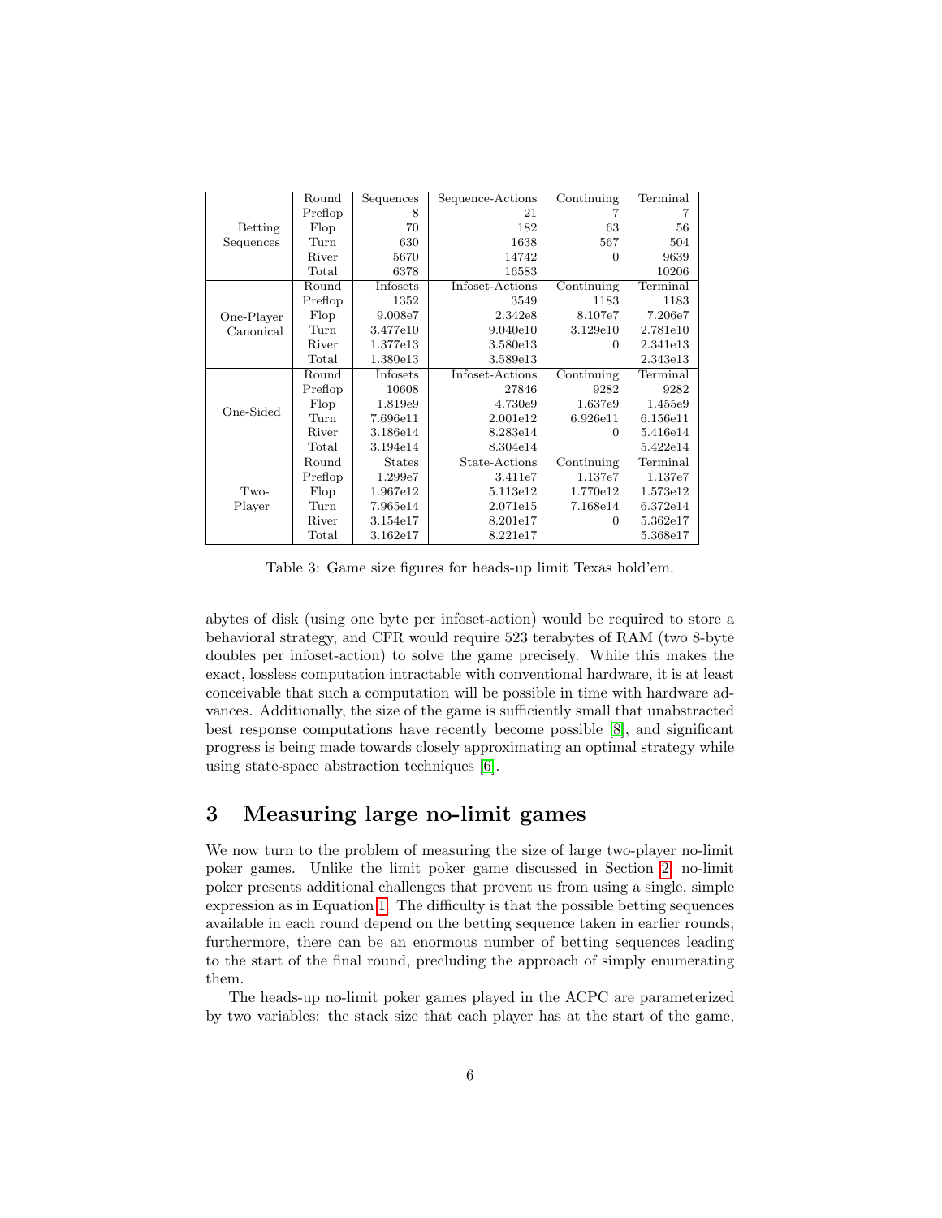| | Round | Sequences | Sequence-Actions | Continuing | Terminal |
|---|---|---|---|---|---|
| Betting Sequences | Preflop | 8 | 21 | 7 | 7 |
| | Flop | 70 | 182 | 63 | 56 |
| | Turn | 630 | 1638 | 567 | 504 |
| | River | 5670 | 14742 | 0 | 9639 |
| | Total | 6378 | 16583 | | 10206 |
| | Round | Infosets | Infoset-Actions | Continuing | Terminal |
| One-Player Canonical | Preflop | 1352 | 3549 | 1183 | 1183 |
| | Flop | 9.008e7 | 2.342e8 | 8.107e7 | 7.206e7 |
| | Turn | 3.477e10 | 9.040e10 | 3.129e10 | 2.781e10 |
| | River | 1.377e13 | 3.580e13 | 0 | 2.341e13 |
| | Total | 1.380e13 | 3.589e13 | | 2.343e13 |
| | Round | Infosets | Infoset-Actions | Continuing | Terminal |
| One-Sided | Preflop | 10608 | 27846 | 9282 | 9282 |
| | Flop | 1.819e9 | 4.730e9 | 1.637e9 | 1.455e9 |
| | Turn | 7.696e11 | 2.001e12 | 6.926e11 | 6.156e11 |
| | River | 3.186e14 | 8.283e14 | 0 | 5.416e14 |
| | Total | 3.194e14 | 8.304e14 | | 5.422e14 |
| | Round | States | State-Actions | Continuing | Terminal |
| Two-Player | Preflop | 1.299e7 | 3.411e7 | 1.137e7 | 1.137e7 |
| | Flop | 1.967e12 | 5.113e12 | 1.770e12 | 1.573e12 |
| | Turn | 7.965e14 | 2.071e15 | 7.168e14 | 6.372e14 |
| | River | 3.154e17 | 8.201e17 | 0 | 5.362e17 |
| | Total | 3.162e17 | 8.221e17 | | 5.368e17 |

Table 3: Game size figures for heads-up limit Texas hold'em.

abytes of disk (using one byte per infoset-action) would be required to store a behavioral strategy, and CFR would require 523 terabytes of RAM (two 8-byte doubles per infoset-action) to solve the game precisely. While this makes the exact, lossless computation intractable with conventional hardware, it is at least conceivable that such a computation will be possible in time with hardware advances. Additionally, the size of the game is sufficiently small that unabstracted best response computations have recently become possible [8], and significant progress is being made towards closely approximating an optimal strategy while using state-space abstraction techniques [6].

# 3 Measuring large no-limit games

We now turn to the problem of measuring the size of large two-player no-limit poker games. Unlike the limit poker game discussed in Section 2, no-limit poker presents additional challenges that prevent us from using a single, simple expression as in Equation 1. The difficulty is that the possible betting sequences available in each round depend on the betting sequence taken in earlier rounds; furthermore, there can be an enormous number of betting sequences leading to the start of the final round, precluding the approach of simply enumerating them.

The heads-up no-limit poker games played in the ACPC are parameterized by two variables: the stack size that each player has at the start of the game,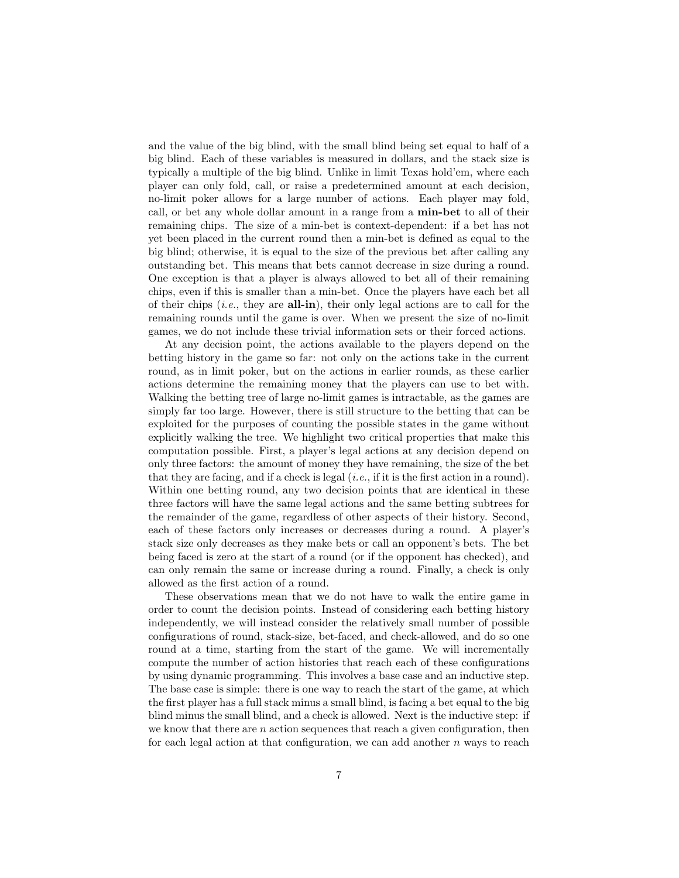and the value of the big blind, with the small blind being set equal to half of a big blind. Each of these variables is measured in dollars, and the stack size is typically a multiple of the big blind. Unlike in limit Texas hold'em, where each player can only fold, call, or raise a predetermined amount at each decision, no-limit poker allows for a large number of actions. Each player may fold, call, or bet any whole dollar amount in a range from a **min-bet** to all of their remaining chips. The size of a min-bet is context-dependent: if a bet has not yet been placed in the current round then a min-bet is defined as equal to the big blind; otherwise, it is equal to the size of the previous bet after calling any outstanding bet. This means that bets cannot decrease in size during a round. One exception is that a player is always allowed to bet all of their remaining chips, even if this is smaller than a min-bet. Once the players have each bet all of their chips (*i.e.*, they are **all-in**), their only legal actions are to call for the remaining rounds until the game is over. When we present the size of no-limit games, we do not include these trivial information sets or their forced actions.

At any decision point, the actions available to the players depend on the betting history in the game so far: not only on the actions take in the current round, as in limit poker, but on the actions in earlier rounds, as these earlier actions determine the remaining money that the players can use to bet with. Walking the betting tree of large no-limit games is intractable, as the games are simply far too large. However, there is still structure to the betting that can be exploited for the purposes of counting the possible states in the game without explicitly walking the tree. We highlight two critical properties that make this computation possible. First, a player's legal actions at any decision depend on only three factors: the amount of money they have remaining, the size of the bet that they are facing, and if a check is legal (*i.e.*, if it is the first action in a round). Within one betting round, any two decision points that are identical in these three factors will have the same legal actions and the same betting subtrees for the remainder of the game, regardless of other aspects of their history. Second, each of these factors only increases or decreases during a round. A player's stack size only decreases as they make bets or call an opponent's bets. The bet being faced is zero at the start of a round (or if the opponent has checked), and can only remain the same or increase during a round. Finally, a check is only allowed as the first action of a round.

These observations mean that we do not have to walk the entire game in order to count the decision points. Instead of considering each betting history independently, we will instead consider the relatively small number of possible configurations of round, stack-size, bet-faced, and check-allowed, and do so one round at a time, starting from the start of the game. We will incrementally compute the number of action histories that reach each of these configurations by using dynamic programming. This involves a base case and an inductive step. The base case is simple: there is one way to reach the start of the game, at which the first player has a full stack minus a small blind, is facing a bet equal to the big blind minus the small blind, and a check is allowed. Next is the inductive step: if we know that there are $n$ action sequences that reach a given configuration, then for each legal action at that configuration, we can add another $n$ ways to reach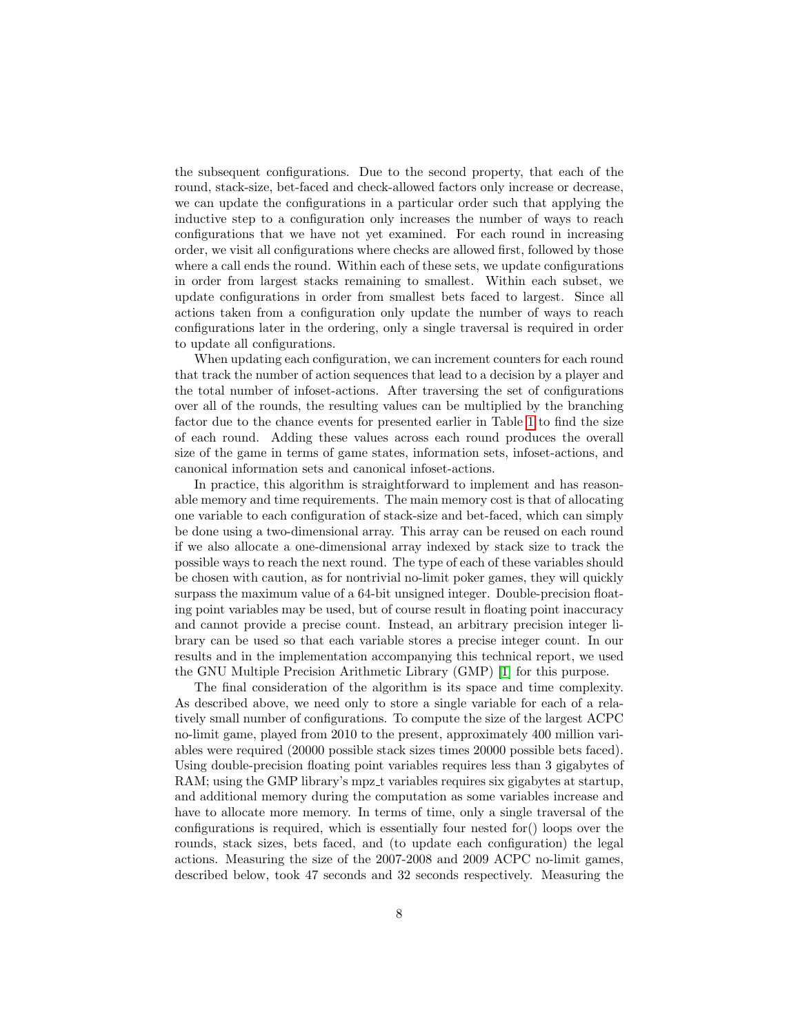the subsequent configurations. Due to the second property, that each of the round, stack-size, bet-faced and check-allowed factors only increase or decrease, we can update the configurations in a particular order such that applying the inductive step to a configuration only increases the number of ways to reach configurations that we have not yet examined. For each round in increasing order, we visit all configurations where checks are allowed first, followed by those where a call ends the round. Within each of these sets, we update configurations in order from largest stacks remaining to smallest. Within each subset, we update configurations in order from smallest bets faced to largest. Since all actions taken from a configuration only update the number of ways to reach configurations later in the ordering, only a single traversal is required in order to update all configurations.

When updating each configuration, we can increment counters for each round that track the number of action sequences that lead to a decision by a player and the total number of infoset-actions. After traversing the set of configurations over all of the rounds, the resulting values can be multiplied by the branching factor due to the chance events for presented earlier in Table 1 to find the size of each round. Adding these values across each round produces the overall size of the game in terms of game states, information sets, infoset-actions, and canonical information sets and canonical infoset-actions.

In practice, this algorithm is straightforward to implement and has reasonable memory and time requirements. The main memory cost is that of allocating one variable to each configuration of stack-size and bet-faced, which can simply be done using a two-dimensional array. This array can be reused on each round if we also allocate a one-dimensional array indexed by stack size to track the possible ways to reach the next round. The type of each of these variables should be chosen with caution, as for nontrivial no-limit poker games, they will quickly surpass the maximum value of a 64-bit unsigned integer. Double-precision floating point variables may be used, but of course result in floating point inaccuracy and cannot provide a precise count. Instead, an arbitrary precision integer library can be used so that each variable stores a precise integer count. In our results and in the implementation accompanying this technical report, we used the GNU Multiple Precision Arithmetic Library (GMP) [1] for this purpose.

The final consideration of the algorithm is its space and time complexity. As described above, we need only to store a single variable for each of a relatively small number of configurations. To compute the size of the largest ACPC no-limit game, played from 2010 to the present, approximately 400 million variables were required (20000 possible stack sizes times 20000 possible bets faced). Using double-precision floating point variables requires less than 3 gigabytes of RAM; using the GMP library's mpz_t variables requires six gigabytes at startup, and additional memory during the computation as some variables increase and have to allocate more memory. In terms of time, only a single traversal of the configurations is required, which is essentially four nested for() loops over the rounds, stack sizes, bets faced, and (to update each configuration) the legal actions. Measuring the size of the 2007-2008 and 2009 ACPC no-limit games, described below, took 47 seconds and 32 seconds respectively. Measuring the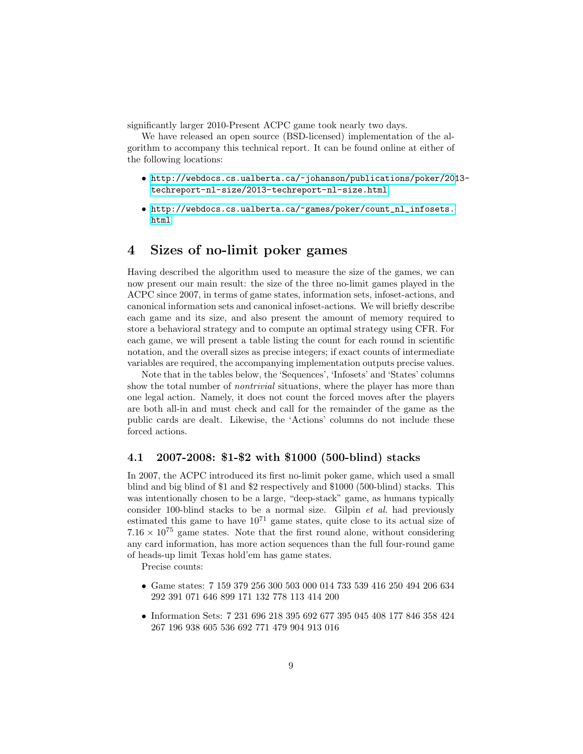significantly larger 2010-Present ACPC game took nearly two days.

We have released an open source (BSD-licensed) implementation of the algorithm to accompany this technical report. It can be found online at either of the following locations:

- http://webdocs.cs.ualberta.ca/~johanson/publications/poker/2013-techreport-nl-size/2013-techreport-nl-size.html
- http://webdocs.cs.ualberta.ca/~games/poker/count_nl_infosets.html

# 4 Sizes of no-limit poker games

Having described the algorithm used to measure the size of the games, we can now present our main result: the size of the three no-limit games played in the ACPC since 2007, in terms of game states, information sets, infoset-actions, and canonical information sets and canonical infoset-actions. We will briefly describe each game and its size, and also present the amount of memory required to store a behavioral strategy and to compute an optimal strategy using CFR. For each game, we will present a table listing the count for each round in scientific notation, and the overall sizes as precise integers; if exact counts of intermediate variables are required, the accompanying implementation outputs precise values.

Note that in the tables below, the 'Sequences', 'Infosets' and 'States' columns show the total number of *nontrivial* situations, where the player has more than one legal action. Namely, it does not count the forced moves after the players are both all-in and must check and call for the remainder of the game as the public cards are dealt. Likewise, the 'Actions' columns do not include these forced actions.

## 4.1 2007-2008: \$1-\$2 with \$1000 (500-blind) stacks

In 2007, the ACPC introduced its first no-limit poker game, which used a small blind and big blind of \$1 and \$2 respectively and \$1000 (500-blind) stacks. This was intentionally chosen to be a large, "deep-stack" game, as humans typically consider 100-blind stacks to be a normal size. Gilpin *et al.* had previously estimated this game to have $10^{71}$ game states, quite close to its actual size of $7.16 \times 10^{75}$ game states. Note that the first round alone, without considering any card information, has more action sequences than the full four-round game of heads-up limit Texas hold'em has game states.

Precise counts:

- Game states: 7 159 379 256 300 503 000 014 733 539 416 250 494 206 634 292 391 071 646 899 171 132 778 113 414 200
- Information Sets: 7 231 696 218 395 692 677 395 045 408 177 846 358 424 267 196 938 605 536 692 771 479 904 913 016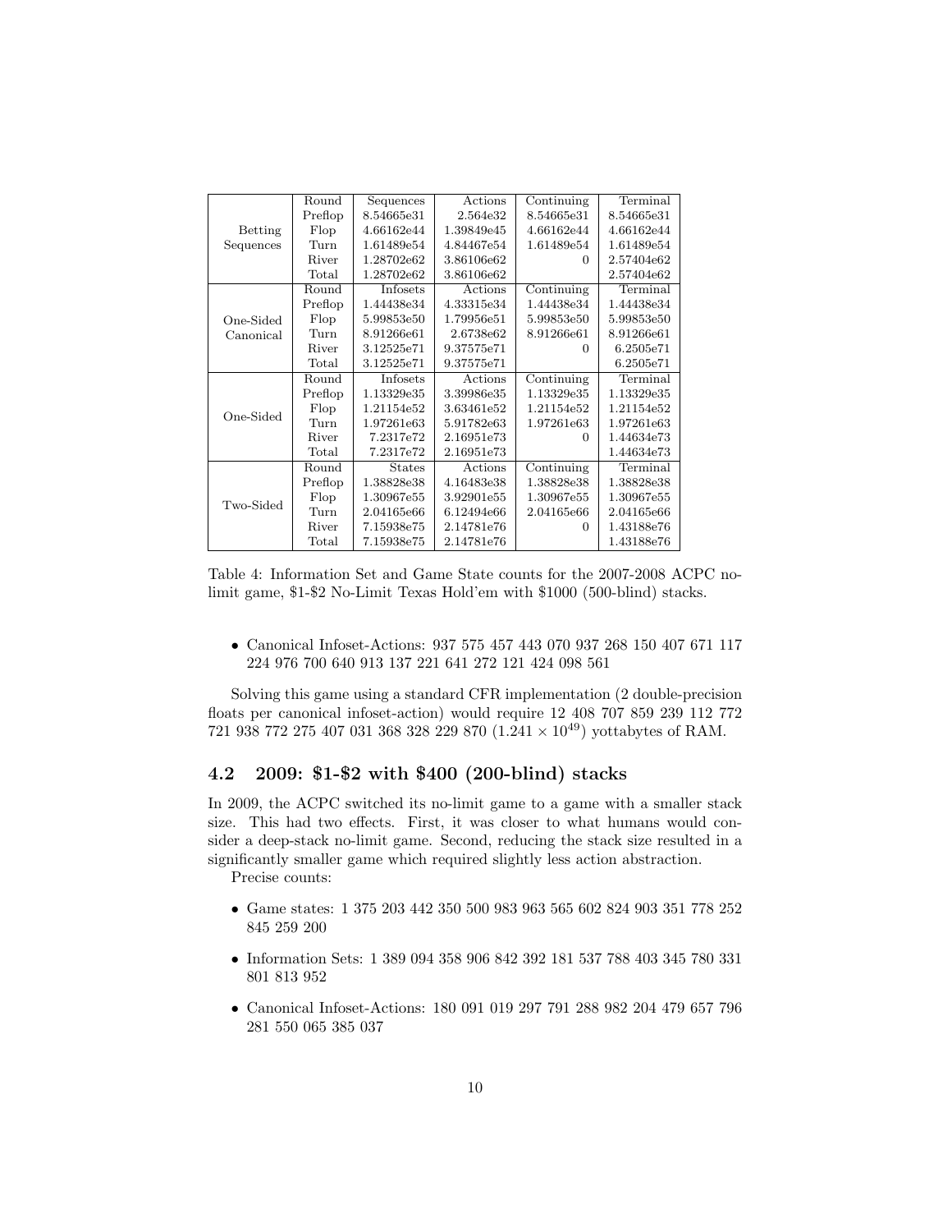| | Round | Sequences | Actions | Continuing | Terminal |
|---|---|---|---|---|---|
| Betting Sequences | Preflop | 8.54665e31 | 2.564e32 | 8.54665e31 | 8.54665e31 |
| | Flop | 4.66162e44 | 1.39849e45 | 4.66162e44 | 4.66162e44 |
| | Turn | 1.61489e54 | 4.84467e54 | 1.61489e54 | 1.61489e54 |
| | River | 1.28702e62 | 3.86106e62 | 0 | 2.57404e62 |
| | Total | 1.28702e62 | 3.86106e62 | | 2.57404e62 |
| | Round | Infosets | Actions | Continuing | Terminal |
| One-Sided Canonical | Preflop | 1.44438e34 | 4.33315e34 | 1.44438e34 | 1.44438e34 |
| | Flop | 5.99853e50 | 1.79956e51 | 5.99853e50 | 5.99853e50 |
| | Turn | 8.91266e61 | 2.6738e62 | 8.91266e61 | 8.91266e61 |
| | River | 3.12525e71 | 9.37575e71 | 0 | 6.2505e71 |
| | Total | 3.12525e71 | 9.37575e71 | | 6.2505e71 |
| | Round | Infosets | Actions | Continuing | Terminal |
| One-Sided | Preflop | 1.13329e35 | 3.39986e35 | 1.13329e35 | 1.13329e35 |
| | Flop | 1.21154e52 | 3.63461e52 | 1.21154e52 | 1.21154e52 |
| | Turn | 1.97261e63 | 5.91782e63 | 1.97261e63 | 1.97261e63 |
| | River | 7.2317e72 | 2.16951e73 | 0 | 1.44634e73 |
| | Total | 7.2317e72 | 2.16951e73 | | 1.44634e73 |
| | Round | States | Actions | Continuing | Terminal |
| Two-Sided | Preflop | 1.38828e38 | 4.16483e38 | 1.38828e38 | 1.38828e38 |
| | Flop | 1.30967e55 | 3.92901e55 | 1.30967e55 | 1.30967e55 |
| | Turn | 2.04165e66 | 6.12494e66 | 2.04165e66 | 2.04165e66 |
| | River | 7.15938e75 | 2.14781e76 | 0 | 1.43188e76 |
| | Total | 7.15938e75 | 2.14781e76 | | 1.43188e76 |

Table 4: Information Set and Game State counts for the 2007-2008 ACPC no-limit game, $1-$2 No-Limit Texas Hold'em with $1000 (500-blind) stacks.

- Canonical Infoset-Actions: 937 575 457 443 070 937 268 150 407 671 117 224 976 700 640 913 137 221 641 272 121 424 098 561

Solving this game using a standard CFR implementation (2 double-precision floats per canonical infoset-action) would require 12 408 707 859 239 112 772 721 938 772 275 407 031 368 328 229 870 ($1.241 \times 10^{49}$) yottabytes of RAM.

### 4.2 2009: $1-$2 with $400 (200-blind) stacks

In 2009, the ACPC switched its no-limit game to a game with a smaller stack size. This had two effects. First, it was closer to what humans would consider a deep-stack no-limit game. Second, reducing the stack size resulted in a significantly smaller game which required slightly less action abstraction.

Precise counts:

- Game states: 1 375 203 442 350 500 983 963 565 602 824 903 351 778 252 845 259 200
- Information Sets: 1 389 094 358 906 842 392 181 537 788 403 345 780 331 801 813 952
- Canonical Infoset-Actions: 180 091 019 297 791 288 982 204 479 657 796 281 550 065 385 037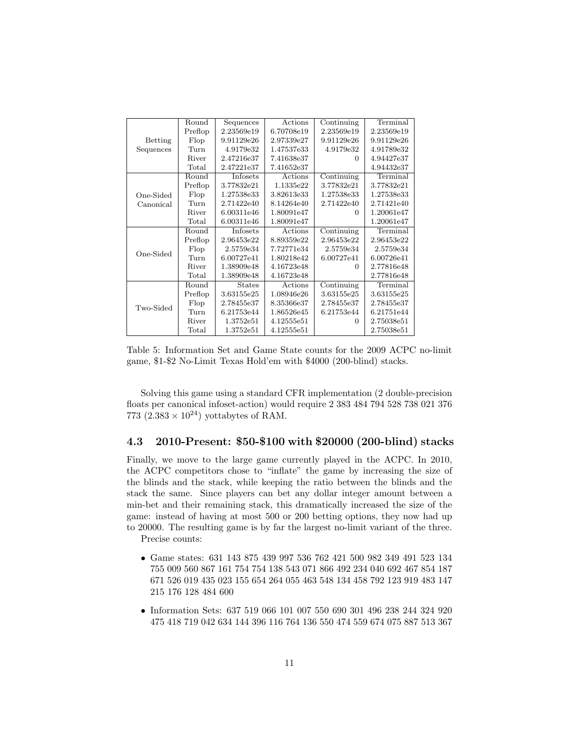| | Round | Sequences | Actions | Continuing | Terminal |
|---|---|---|---|---|---|
| Betting Sequences | Preflop | 2.23569e19 | 6.70708e19 | 2.23569e19 | 2.23569e19 |
| | Flop | 9.91129e26 | 2.97339e27 | 9.91129e26 | 9.91129e26 |
| | Turn | 4.9179e32 | 1.47537e33 | 4.9179e32 | 4.91789e32 |
| | River | 2.47216e37 | 7.41638e37 | 0 | 4.94427e37 |
| | Total | 2.47221e37 | 7.41652e37 | | 4.94432e37 |
| | Round | Infosets | Actions | Continuing | Terminal |
| One-Sided Canonical | Preflop | 3.77832e21 | 1.1335e22 | 3.77832e21 | 3.77832e21 |
| | Flop | 1.27538e33 | 3.82613e33 | 1.27538e33 | 1.27538e33 |
| | Turn | 2.71422e40 | 8.14264e40 | 2.71422e40 | 2.71421e40 |
| | River | 6.00311e46 | 1.80091e47 | 0 | 1.20061e47 |
| | Total | 6.00311e46 | 1.80091e47 | | 1.20061e47 |
| | Round | Infosets | Actions | Continuing | Terminal |
| One-Sided | Preflop | 2.96453e22 | 8.89359e22 | 2.96453e22 | 2.96453e22 |
| | Flop | 2.5759e34 | 7.72771e34 | 2.5759e34 | 2.5759e34 |
| | Turn | 6.00727e41 | 1.80218e42 | 6.00727e41 | 6.00726e41 |
| | River | 1.38909e48 | 4.16723e48 | 0 | 2.77816e48 |
| | Total | 1.38909e48 | 4.16723e48 | | 2.77816e48 |
| | Round | States | Actions | Continuing | Terminal |
| Two-Sided | Preflop | 3.63155e25 | 1.08946e26 | 3.63155e25 | 3.63155e25 |
| | Flop | 2.78455e37 | 8.35366e37 | 2.78455e37 | 2.78455e37 |
| | Turn | 6.21753e44 | 1.86526e45 | 6.21753e44 | 6.21751e44 |
| | River | 1.3752e51 | 4.12555e51 | 0 | 2.75038e51 |
| | Total | 1.3752e51 | 4.12555e51 | | 2.75038e51 |

Table 5: Information Set and Game State counts for the 2009 ACPC no-limit game, $1-$2 No-Limit Texas Hold'em with $4000 (200-blind) stacks.

Solving this game using a standard CFR implementation (2 double-precision floats per canonical infoset-action) would require 2 383 484 794 528 738 021 376 773 ($2.383 \times 10^{24}$) yottabytes of RAM.

### 4.3 2010-Present: $50-$100 with $20000 (200-blind) stacks

Finally, we move to the large game currently played in the ACPC. In 2010, the ACPC competitors chose to "inflate" the game by increasing the size of the blinds and the stack, while keeping the ratio between the blinds and the stack the same. Since players can bet any dollar integer amount between a min-bet and their remaining stack, this dramatically increased the size of the game: instead of having at most 500 or 200 betting options, they now had up to 20000. The resulting game is by far the largest no-limit variant of the three.

Precise counts:

- Game states: 631 143 875 439 997 536 762 421 500 982 349 491 523 134 755 009 560 867 161 754 754 138 543 071 866 492 234 040 692 467 854 187 671 526 019 435 023 155 654 264 055 463 548 134 458 792 123 919 483 147 215 176 128 484 600
- Information Sets: 637 519 066 101 007 550 690 301 496 238 244 324 920 475 418 719 042 634 144 396 116 764 136 550 474 559 674 075 887 513 367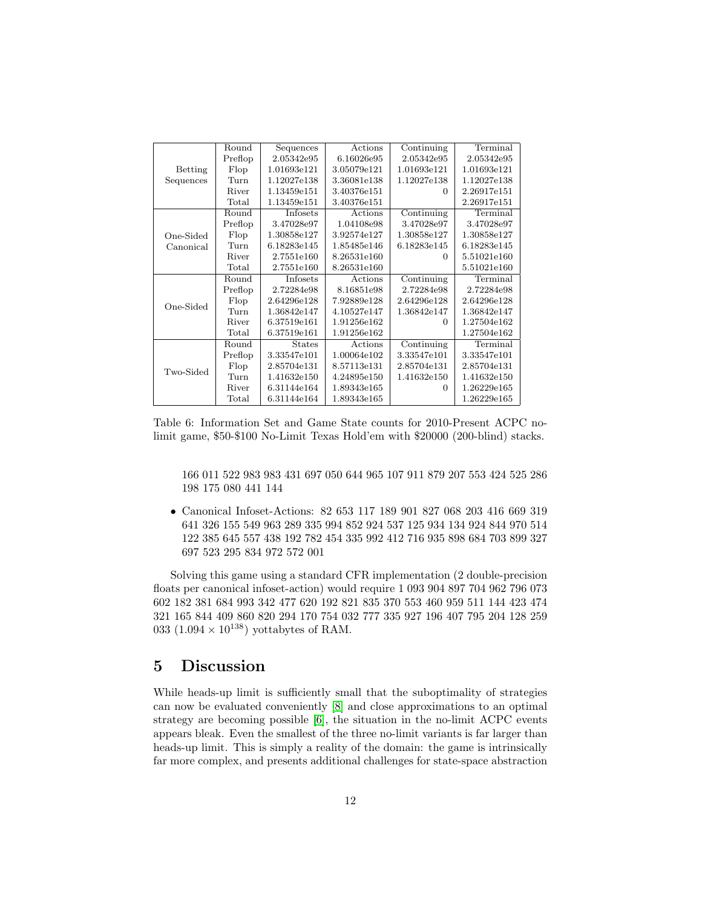| | Round | Sequences | Actions | Continuing | Terminal |
|---|---|---|---|---|---|
| Betting Sequences | Preflop | 2.05342e95 | 6.16026e95 | 2.05342e95 | 2.05342e95 |
| | Flop | 1.01693e121 | 3.05079e121 | 1.01693e121 | 1.01693e121 |
| | Turn | 1.12027e138 | 3.36081e138 | 1.12027e138 | 1.12027e138 |
| | River | 1.13459e151 | 3.40376e151 | 0 | 2.26917e151 |
| | Total | 1.13459e151 | 3.40376e151 | | 2.26917e151 |
| | Round | Infosets | Actions | Continuing | Terminal |
| One-Sided Canonical | Preflop | 3.47028e97 | 1.04108e98 | 3.47028e97 | 3.47028e97 |
| | Flop | 1.30858e127 | 3.92574e127 | 1.30858e127 | 1.30858e127 |
| | Turn | 6.18283e145 | 1.85485e146 | 6.18283e145 | 6.18283e145 |
| | River | 2.7551e160 | 8.26531e160 | 0 | 5.51021e160 |
| | Total | 2.7551e160 | 8.26531e160 | | 5.51021e160 |
| | Round | Infosets | Actions | Continuing | Terminal |
| One-Sided | Preflop | 2.72284e98 | 8.16851e98 | 2.72284e98 | 2.72284e98 |
| | Flop | 2.64296e128 | 7.92889e128 | 2.64296e128 | 2.64296e128 |
| | Turn | 1.36842e147 | 4.10527e147 | 1.36842e147 | 1.36842e147 |
| | River | 6.37519e161 | 1.91256e162 | 0 | 1.27504e162 |
| | Total | 6.37519e161 | 1.91256e162 | | 1.27504e162 |
| | Round | States | Actions | Continuing | Terminal |
| Two-Sided | Preflop | 3.33547e101 | 1.00064e102 | 3.33547e101 | 3.33547e101 |
| | Flop | 2.85704e131 | 8.57113e131 | 2.85704e131 | 2.85704e131 |
| | Turn | 1.41632e150 | 4.24895e150 | 1.41632e150 | 1.41632e150 |
| | River | 6.31144e164 | 1.89343e165 | 0 | 1.26229e165 |
| | Total | 6.31144e164 | 1.89343e165 | | 1.26229e165 |

Table 6: Information Set and Game State counts for 2010-Present ACPC no-limit game, $50-$100 No-Limit Texas Hold'em with $20000 (200-blind) stacks.

166 011 522 983 983 431 697 050 644 965 107 911 879 207 553 424 525 286 198 175 080 441 144

- Canonical Infoset-Actions: 82 653 117 189 901 827 068 203 416 669 319 641 326 155 549 963 289 335 994 852 924 537 125 934 134 924 844 970 514 122 385 645 557 438 192 782 454 335 992 412 716 935 898 684 703 899 327 697 523 295 834 972 572 001

Solving this game using a standard CFR implementation (2 double-precision floats per canonical infoset-action) would require 1 093 904 897 704 962 796 073 602 182 381 684 993 342 477 620 192 821 835 370 553 460 959 511 144 423 474 321 165 844 409 860 820 294 170 754 032 777 335 927 196 407 795 204 128 259 033 ($1.094 \times 10^{138}$) yottabytes of RAM.

# 5 Discussion

While heads-up limit is sufficiently small that the suboptimality of strategies can now be evaluated conveniently [8] and close approximations to an optimal strategy are becoming possible [6], the situation in the no-limit ACPC events appears bleak. Even the smallest of the three no-limit variants is far larger than heads-up limit. This is simply a reality of the domain: the game is intrinsically far more complex, and presents additional challenges for state-space abstraction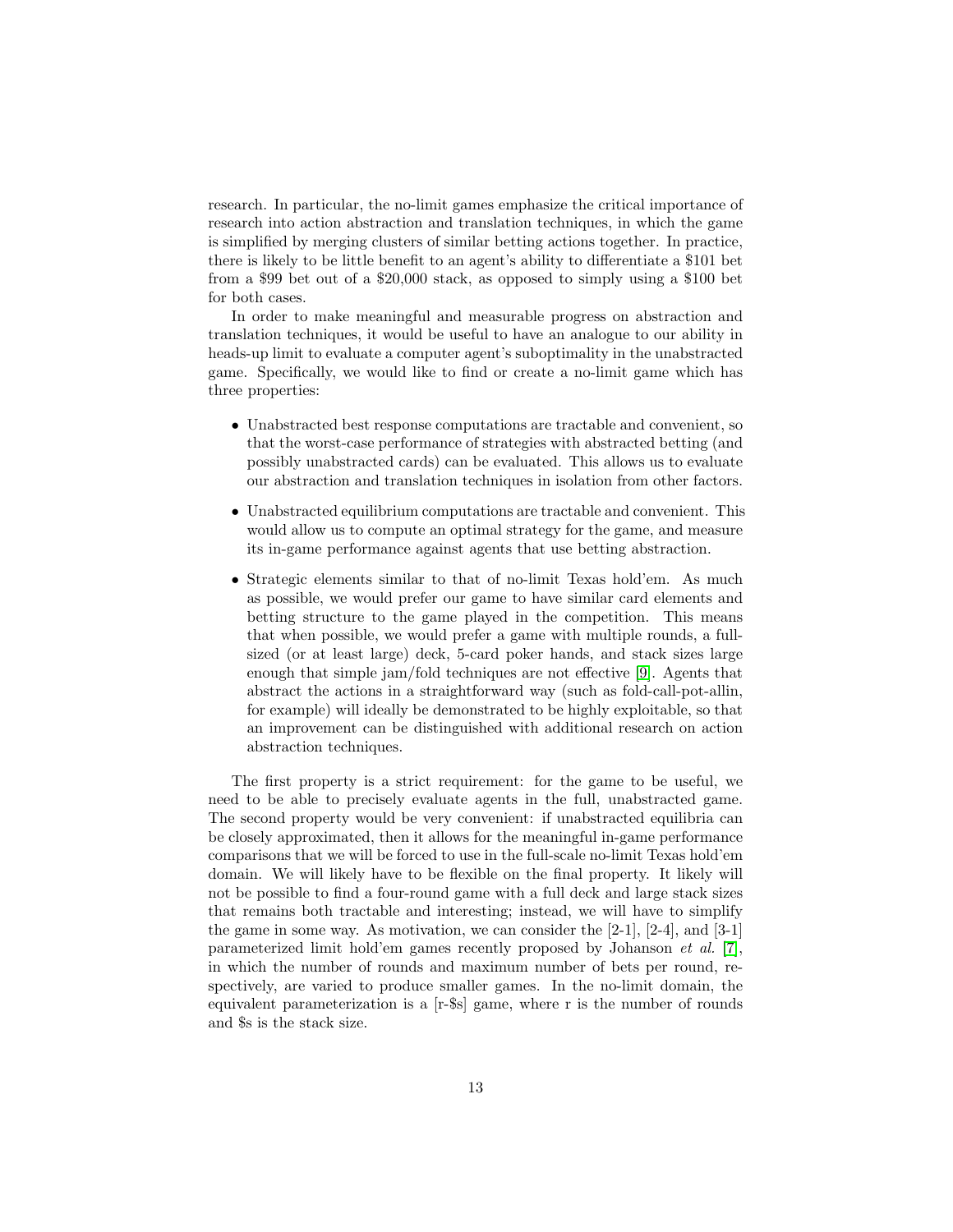research. In particular, the no-limit games emphasize the critical importance of research into action abstraction and translation techniques, in which the game is simplified by merging clusters of similar betting actions together. In practice, there is likely to be little benefit to an agent's ability to differentiate a $101 bet from a $99 bet out of a $20,000 stack, as opposed to simply using a $100 bet for both cases.

In order to make meaningful and measurable progress on abstraction and translation techniques, it would be useful to have an analogue to our ability in heads-up limit to evaluate a computer agent's suboptimality in the unabstracted game. Specifically, we would like to find or create a no-limit game which has three properties:

- Unabstracted best response computations are tractable and convenient, so that the worst-case performance of strategies with abstracted betting (and possibly unabstracted cards) can be evaluated. This allows us to evaluate our abstraction and translation techniques in isolation from other factors.
- Unabstracted equilibrium computations are tractable and convenient. This would allow us to compute an optimal strategy for the game, and measure its in-game performance against agents that use betting abstraction.
- Strategic elements similar to that of no-limit Texas hold'em. As much as possible, we would prefer our game to have similar card elements and betting structure to the game played in the competition. This means that when possible, we would prefer a game with multiple rounds, a full-sized (or at least large) deck, 5-card poker hands, and stack sizes large enough that simple jam/fold techniques are not effective [9]. Agents that abstract the actions in a straightforward way (such as fold-call-pot-allin, for example) will ideally be demonstrated to be highly exploitable, so that an improvement can be distinguished with additional research on action abstraction techniques.

The first property is a strict requirement: for the game to be useful, we need to be able to precisely evaluate agents in the full, unabstracted game. The second property would be very convenient: if unabstracted equilibria can be closely approximated, then it allows for the meaningful in-game performance comparisons that we will be forced to use in the full-scale no-limit Texas hold'em domain. We will likely have to be flexible on the final property. It likely will not be possible to find a four-round game with a full deck and large stack sizes that remains both tractable and interesting; instead, we will have to simplify the game in some way. As motivation, we can consider the [2-1], [2-4], and [3-1] parameterized limit hold'em games recently proposed by Johanson *et al.* [7], in which the number of rounds and maximum number of bets per round, respectively, are varied to produce smaller games. In the no-limit domain, the equivalent parameterization is a [r-$s] game, where r is the number of rounds and $s is the stack size.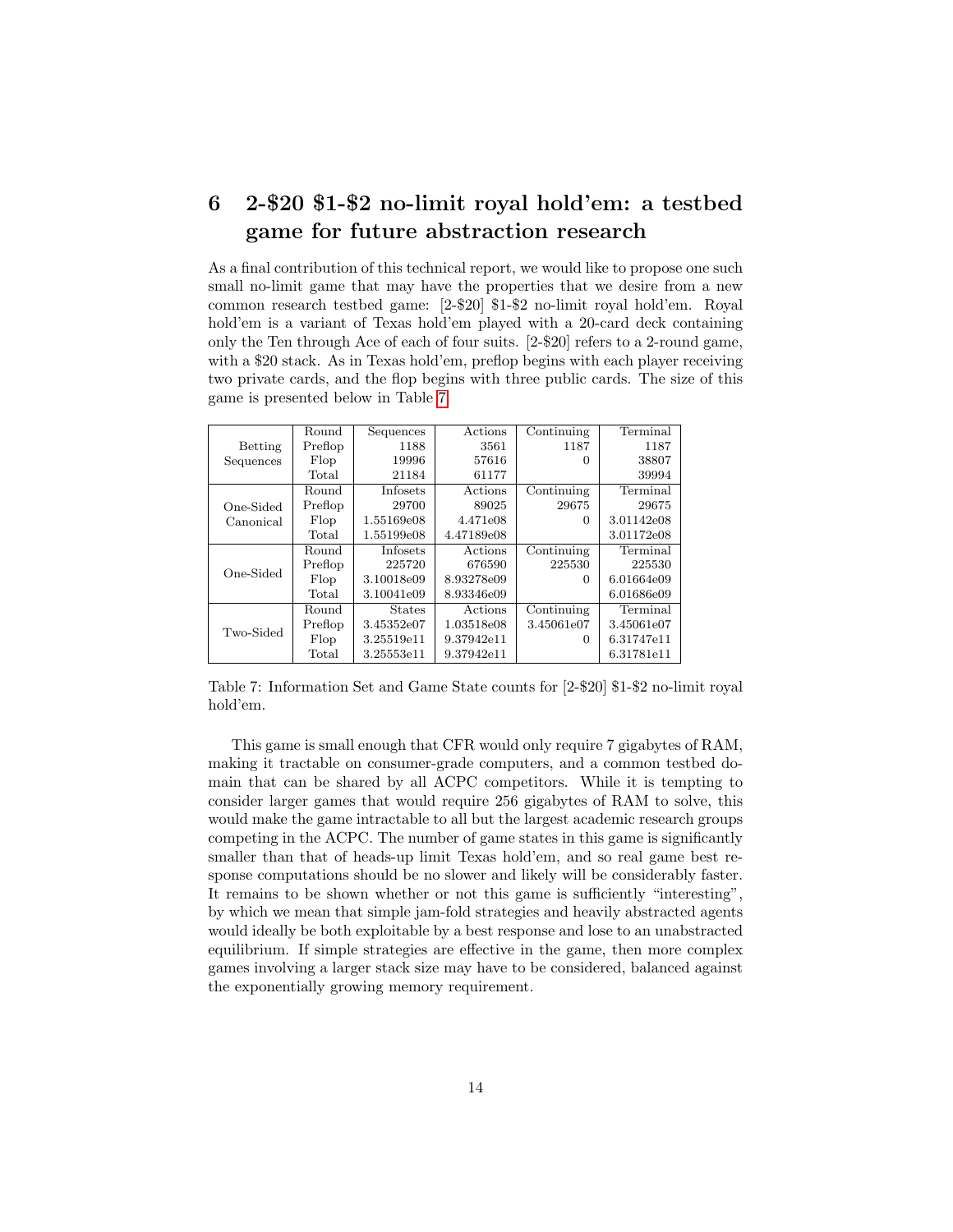## 6 2-$20 $1-$2 no-limit royal hold'em: a testbed game for future abstraction research

As a final contribution of this technical report, we would like to propose one such small no-limit game that may have the properties that we desire from a new common research testbed game: [2-$20] $1-$2 no-limit royal hold'em. Royal hold'em is a variant of Texas hold'em played with a 20-card deck containing only the Ten through Ace of each of four suits. [2-$20] refers to a 2-round game, with a $20 stack. As in Texas hold'em, preflop begins with each player receiving two private cards, and the flop begins with three public cards. The size of this game is presented below in Table 7.

| | Round | Sequences | Actions | Continuing | Terminal |
|---|---|---|---|---|---|
| Betting Sequences | Preflop | 1188 | 3561 | 1187 | 1187 |
| | Flop | 19996 | 57616 | 0 | 38807 |
| | Total | 21184 | 61177 | | 39994 |
| | Round | Infosets | Actions | Continuing | Terminal |
| One-Sided Canonical | Preflop | 29700 | 89025 | 29675 | 29675 |
| | Flop | 1.55169e08 | 4.471e08 | 0 | 3.01142e08 |
| | Total | 1.55199e08 | 4.47189e08 | | 3.01172e08 |
| | Round | Infosets | Actions | Continuing | Terminal |
| One-Sided | Preflop | 225720 | 676590 | 225530 | 225530 |
| | Flop | 3.10018e09 | 8.93278e09 | 0 | 6.01664e09 |
| | Total | 3.10041e09 | 8.93346e09 | | 6.01686e09 |
| | Round | States | Actions | Continuing | Terminal |
| Two-Sided | Preflop | 3.45352e07 | 1.03518e08 | 3.45061e07 | 3.45061e07 |
| | Flop | 3.25519e11 | 9.37942e11 | 0 | 6.31747e11 |
| | Total | 3.25553e11 | 9.37942e11 | | 6.31781e11 |

Table 7: Information Set and Game State counts for [2-$20] $1-$2 no-limit royal hold'em.

This game is small enough that CFR would only require 7 gigabytes of RAM, making it tractable on consumer-grade computers, and a common testbed domain that can be shared by all ACPC competitors. While it is tempting to consider larger games that would require 256 gigabytes of RAM to solve, this would make the game intractable to all but the largest academic research groups competing in the ACPC. The number of game states in this game is significantly smaller than that of heads-up limit Texas hold'em, and so real game best response computations should be no slower and likely will be considerably faster. It remains to be shown whether or not this game is sufficiently "interesting", by which we mean that simple jam-fold strategies and heavily abstracted agents would ideally be both exploitable by a best response and lose to an unabstracted equilibrium. If simple strategies are effective in the game, then more complex games involving a larger stack size may have to be considered, balanced against the exponentially growing memory requirement.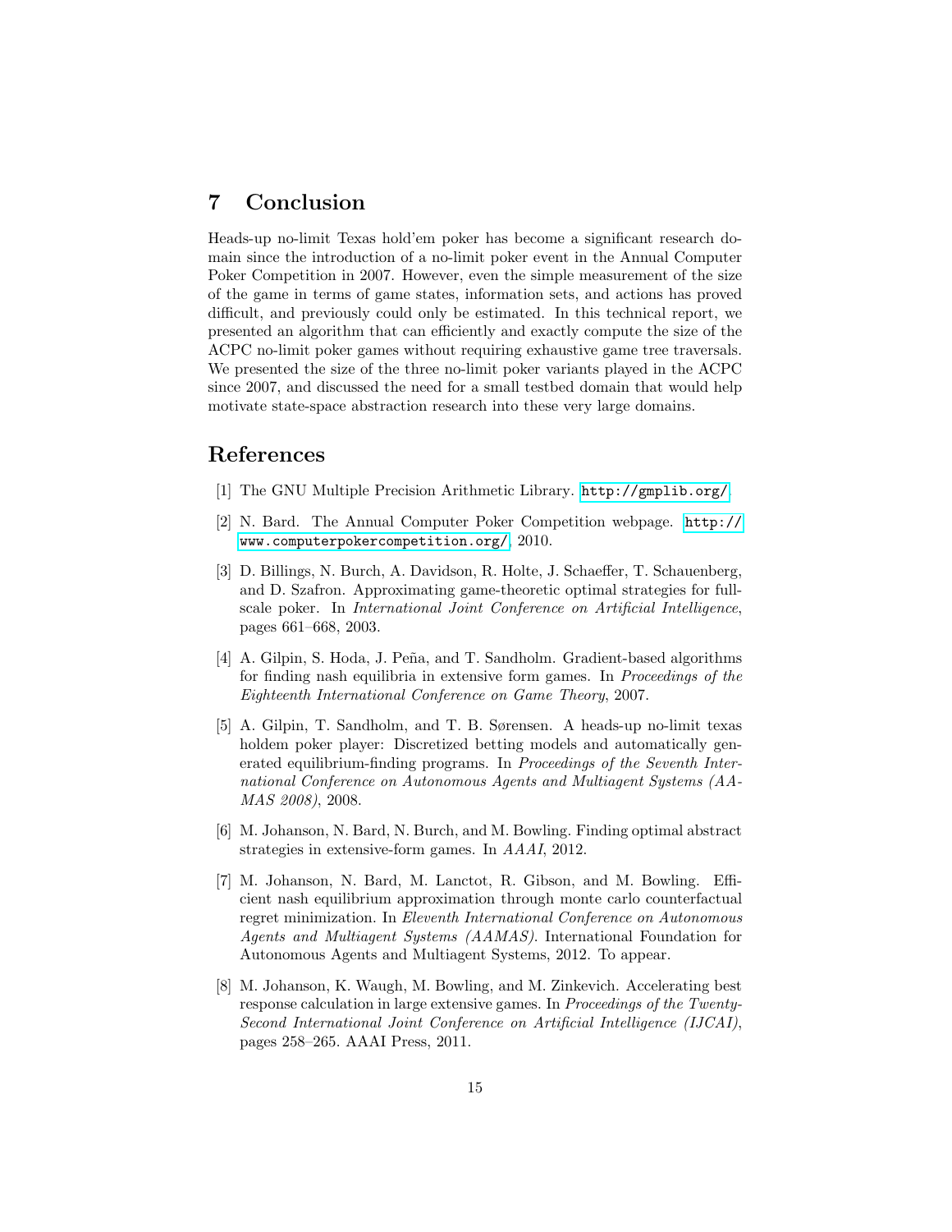## 7 Conclusion

Heads-up no-limit Texas hold'em poker has become a significant research domain since the introduction of a no-limit poker event in the Annual Computer Poker Competition in 2007. However, even the simple measurement of the size of the game in terms of game states, information sets, and actions has proved difficult, and previously could only be estimated. In this technical report, we presented an algorithm that can efficiently and exactly compute the size of the ACPC no-limit poker games without requiring exhaustive game tree traversals. We presented the size of the three no-limit poker variants played in the ACPC since 2007, and discussed the need for a small testbed domain that would help motivate state-space abstraction research into these very large domains.

## References

[1] The GNU Multiple Precision Arithmetic Library. http://gmplib.org/.

[2] N. Bard. The Annual Computer Poker Competition webpage. http://www.computerpokercompetition.org/, 2010.

[3] D. Billings, N. Burch, A. Davidson, R. Holte, J. Schaeffer, T. Schauenberg, and D. Szafron. Approximating game-theoretic optimal strategies for full-scale poker. In *International Joint Conference on Artificial Intelligence*, pages 661–668, 2003.

[4] A. Gilpin, S. Hoda, J. Peña, and T. Sandholm. Gradient-based algorithms for finding nash equilibria in extensive form games. In *Proceedings of the Eighteenth International Conference on Game Theory*, 2007.

[5] A. Gilpin, T. Sandholm, and T. B. Sørensen. A heads-up no-limit texas holdem poker player: Discretized betting models and automatically generated equilibrium-finding programs. In *Proceedings of the Seventh International Conference on Autonomous Agents and Multiagent Systems (AAMAS 2008)*, 2008.

[6] M. Johanson, N. Bard, N. Burch, and M. Bowling. Finding optimal abstract strategies in extensive-form games. In *AAAI*, 2012.

[7] M. Johanson, N. Bard, M. Lanctot, R. Gibson, and M. Bowling. Efficient nash equilibrium approximation through monte carlo counterfactual regret minimization. In *Eleventh International Conference on Autonomous Agents and Multiagent Systems (AAMAS)*. International Foundation for Autonomous Agents and Multiagent Systems, 2012. To appear.

[8] M. Johanson, K. Waugh, M. Bowling, and M. Zinkevich. Accelerating best response calculation in large extensive games. In *Proceedings of the Twenty-Second International Joint Conference on Artificial Intelligence (IJCAI)*, pages 258–265. AAAI Press, 2011.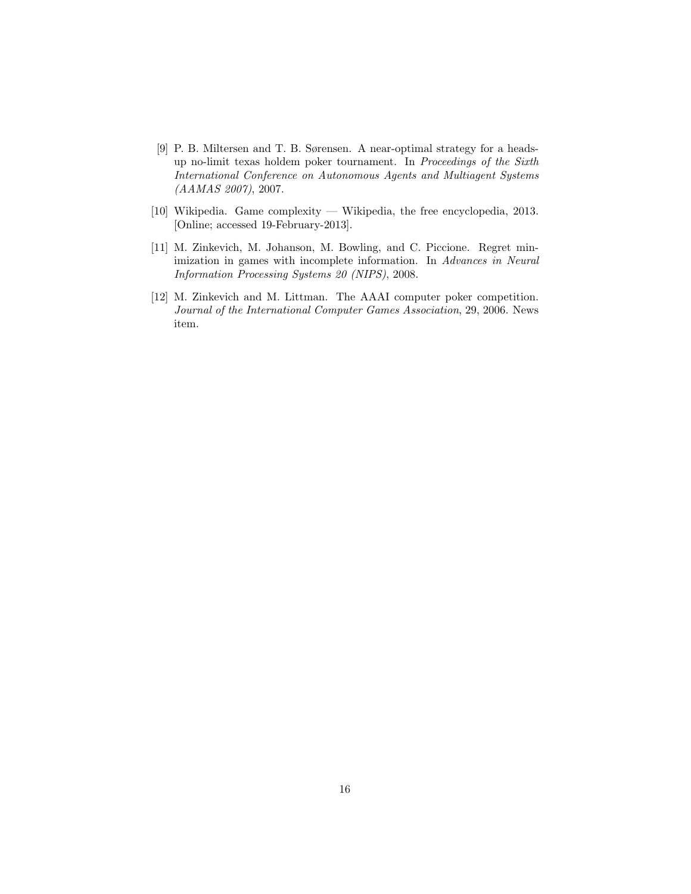[9] P. B. Miltersen and T. B. Sørensen. A near-optimal strategy for a heads-up no-limit texas holdem poker tournament. In *Proceedings of the Sixth International Conference on Autonomous Agents and Multiagent Systems (AAMAS 2007)*, 2007.

[10] Wikipedia. Game complexity — Wikipedia, the free encyclopedia, 2013. [Online; accessed 19-February-2013].

[11] M. Zinkevich, M. Johanson, M. Bowling, and C. Piccione. Regret minimization in games with incomplete information. In *Advances in Neural Information Processing Systems 20 (NIPS)*, 2008.

[12] M. Zinkevich and M. Littman. The AAAI computer poker competition. *Journal of the International Computer Games Association*, 29, 2006. News item.